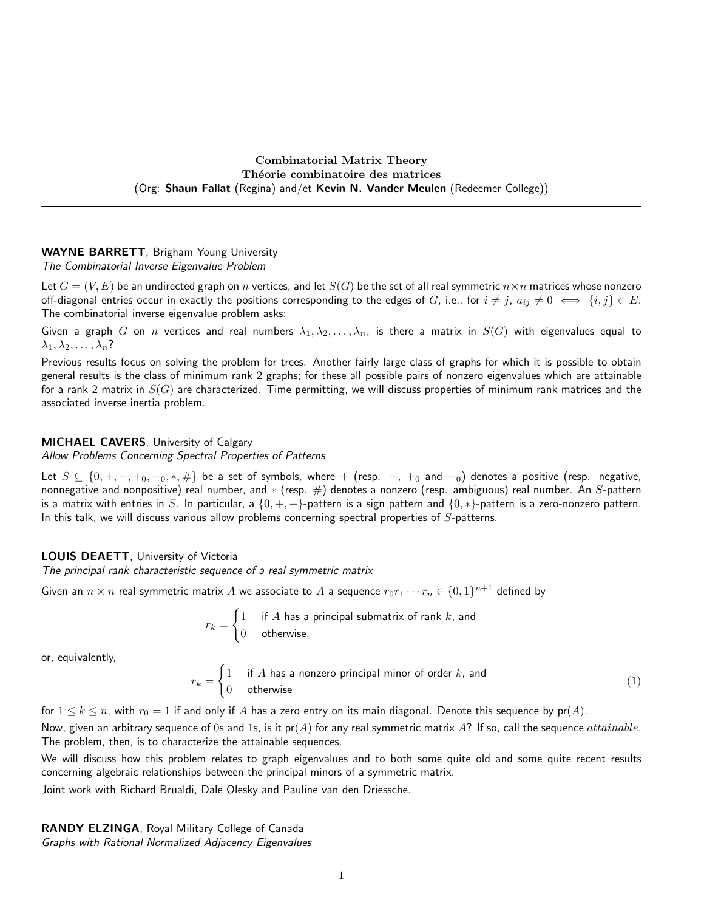# Combinatorial Matrix Theory
# Théorie combinatoire des matrices

(Org: **Shaun Fallat** (Regina) and/et **Kevin N. Vander Meulen** (Redeemer College))

---

**WAYNE BARRETT**, Brigham Young University
*The Combinatorial Inverse Eigenvalue Problem*

Let $G = (V, E)$ be an undirected graph on $n$ vertices, and let $S(G)$ be the set of all real symmetric $n \times n$ matrices whose nonzero off-diagonal entries occur in exactly the positions corresponding to the edges of $G$, i.e., for $i \neq j$, $a_{ij} \neq 0 \iff \{i, j\} \in E$. The combinatorial inverse eigenvalue problem asks:

Given a graph $G$ on $n$ vertices and real numbers $\lambda_1, \lambda_2, \ldots, \lambda_n$, is there a matrix in $S(G)$ with eigenvalues equal to $\lambda_1, \lambda_2, \ldots, \lambda_n$?

Previous results focus on solving the problem for trees. Another fairly large class of graphs for which it is possible to obtain general results is the class of minimum rank 2 graphs; for these all possible pairs of nonzero eigenvalues which are attainable for a rank 2 matrix in $S(G)$ are characterized. Time permitting, we will discuss properties of minimum rank matrices and the associated inverse inertia problem.

---

**MICHAEL CAVERS**, University of Calgary
*Allow Problems Concerning Spectral Properties of Patterns*

Let $S \subseteq \{0, +, -, +_0, -_0, *, \#\}$ be a set of symbols, where $+$ (resp. $-$, $+_0$ and $-_0$) denotes a positive (resp. negative, nonnegative and nonpositive) real number, and $*$ (resp. $\#$) denotes a nonzero (resp. ambiguous) real number. An $S$-pattern is a matrix with entries in $S$. In particular, a $\{0, +, -\}$-pattern is a sign pattern and $\{0, *\}$-pattern is a zero-nonzero pattern. In this talk, we will discuss various allow problems concerning spectral properties of $S$-patterns.

---

**LOUIS DEAETT**, University of Victoria
*The principal rank characteristic sequence of a real symmetric matrix*

Given an $n \times n$ real symmetric matrix $A$ we associate to $A$ a sequence $r_0 r_1 \cdots r_n \in \{0, 1\}^{n+1}$ defined by

$$r_k = \begin{cases} 1 & \text{if } A \text{ has a principal submatrix of rank } k \text{, and} \\ 0 & \text{otherwise,} \end{cases}$$

or, equivalently,

$$r_k = \begin{cases} 1 & \text{if } A \text{ has a nonzero principal minor of order } k \text{, and} \\ 0 & \text{otherwise} \end{cases} \tag{1}$$

for $1 \leq k \leq n$, with $r_0 = 1$ if and only if $A$ has a zero entry on its main diagonal. Denote this sequence by $\text{pr}(A)$.

Now, given an arbitrary sequence of 0s and 1s, is it $\text{pr}(A)$ for any real symmetric matrix $A$? If so, call the sequence *attainable*. The problem, then, is to characterize the attainable sequences.

We will discuss how this problem relates to graph eigenvalues and to both some quite old and some quite recent results concerning algebraic relationships between the principal minors of a symmetric matrix.

Joint work with Richard Brualdi, Dale Olesky and Pauline van den Driessche.

---

**RANDY ELZINGA**, Royal Military College of Canada
*Graphs with Rational Normalized Adjacency Eigenvalues*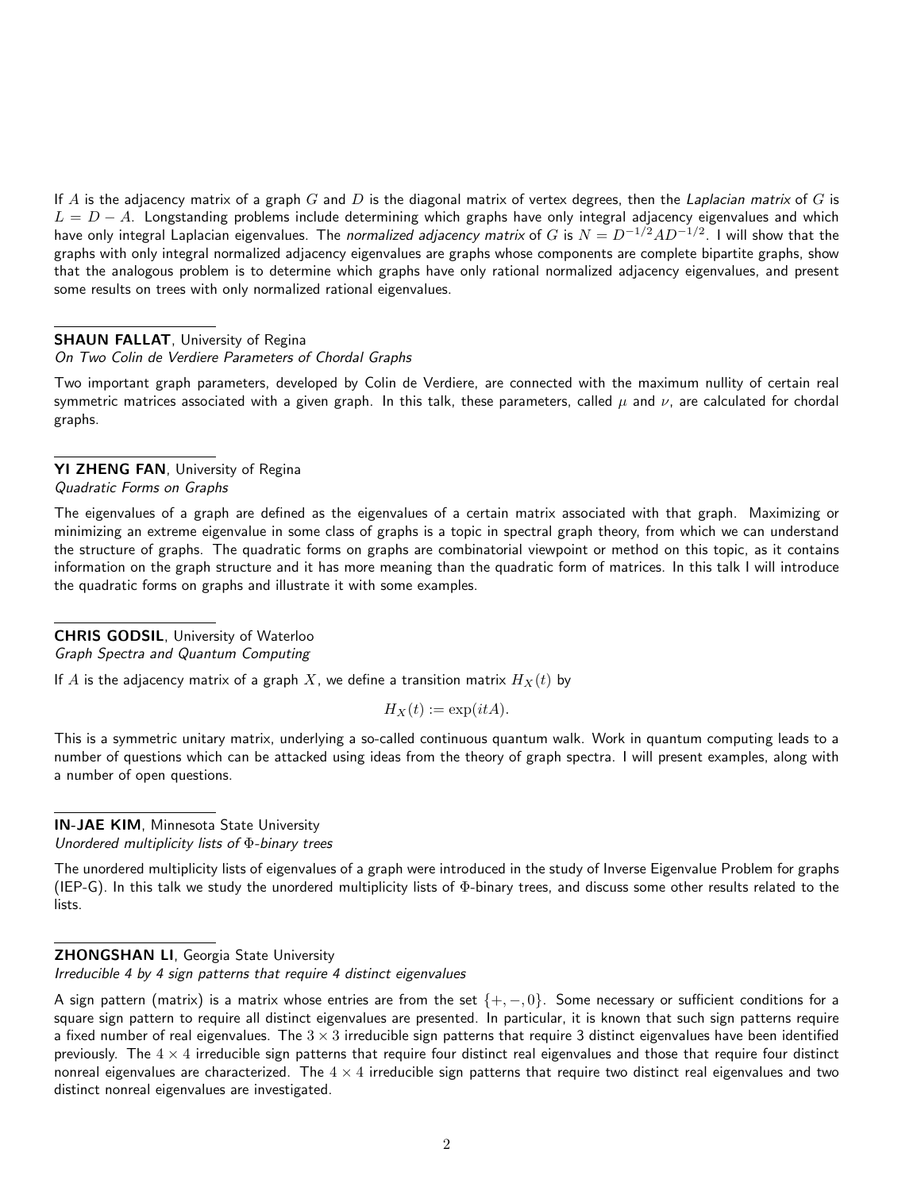If $A$ is the adjacency matrix of a graph $G$ and $D$ is the diagonal matrix of vertex degrees, then the *Laplacian matrix* of $G$ is $L = D - A$. Longstanding problems include determining which graphs have only integral adjacency eigenvalues and which have only integral Laplacian eigenvalues. The *normalized adjacency matrix* of $G$ is $N = D^{-1/2}AD^{-1/2}$. I will show that the graphs with only integral normalized adjacency eigenvalues are graphs whose components are complete bipartite graphs, show that the analogous problem is to determine which graphs have only rational normalized adjacency eigenvalues, and present some results on trees with only normalized rational eigenvalues.

**SHAUN FALLAT**, University of Regina
*On Two Colin de Verdiere Parameters of Chordal Graphs*

Two important graph parameters, developed by Colin de Verdiere, are connected with the maximum nullity of certain real symmetric matrices associated with a given graph. In this talk, these parameters, called $\mu$ and $\nu$, are calculated for chordal graphs.

**YI ZHENG FAN**, University of Regina
*Quadratic Forms on Graphs*

The eigenvalues of a graph are defined as the eigenvalues of a certain matrix associated with that graph. Maximizing or minimizing an extreme eigenvalue in some class of graphs is a topic in spectral graph theory, from which we can understand the structure of graphs. The quadratic forms on graphs are combinatorial viewpoint or method on this topic, as it contains information on the graph structure and it has more meaning than the quadratic form of matrices. In this talk I will introduce the quadratic forms on graphs and illustrate it with some examples.

**CHRIS GODSIL**, University of Waterloo
*Graph Spectra and Quantum Computing*

If $A$ is the adjacency matrix of a graph $X$, we define a transition matrix $H_X(t)$ by

$$H_X(t) := \exp(itA).$$

This is a symmetric unitary matrix, underlying a so-called continuous quantum walk. Work in quantum computing leads to a number of questions which can be attacked using ideas from the theory of graph spectra. I will present examples, along with a number of open questions.

**IN-JAE KIM**, Minnesota State University
*Unordered multiplicity lists of $\Phi$-binary trees*

The unordered multiplicity lists of eigenvalues of a graph were introduced in the study of Inverse Eigenvalue Problem for graphs (IEP-G). In this talk we study the unordered multiplicity lists of $\Phi$-binary trees, and discuss some other results related to the lists.

**ZHONGSHAN LI**, Georgia State University
*Irreducible 4 by 4 sign patterns that require 4 distinct eigenvalues*

A sign pattern (matrix) is a matrix whose entries are from the set $\{+, -, 0\}$. Some necessary or sufficient conditions for a square sign pattern to require all distinct eigenvalues are presented. In particular, it is known that such sign patterns require a fixed number of real eigenvalues. The $3 \times 3$ irreducible sign patterns that require 3 distinct eigenvalues have been identified previously. The $4 \times 4$ irreducible sign patterns that require four distinct real eigenvalues and those that require four distinct nonreal eigenvalues are characterized. The $4 \times 4$ irreducible sign patterns that require two distinct real eigenvalues and two distinct nonreal eigenvalues are investigated.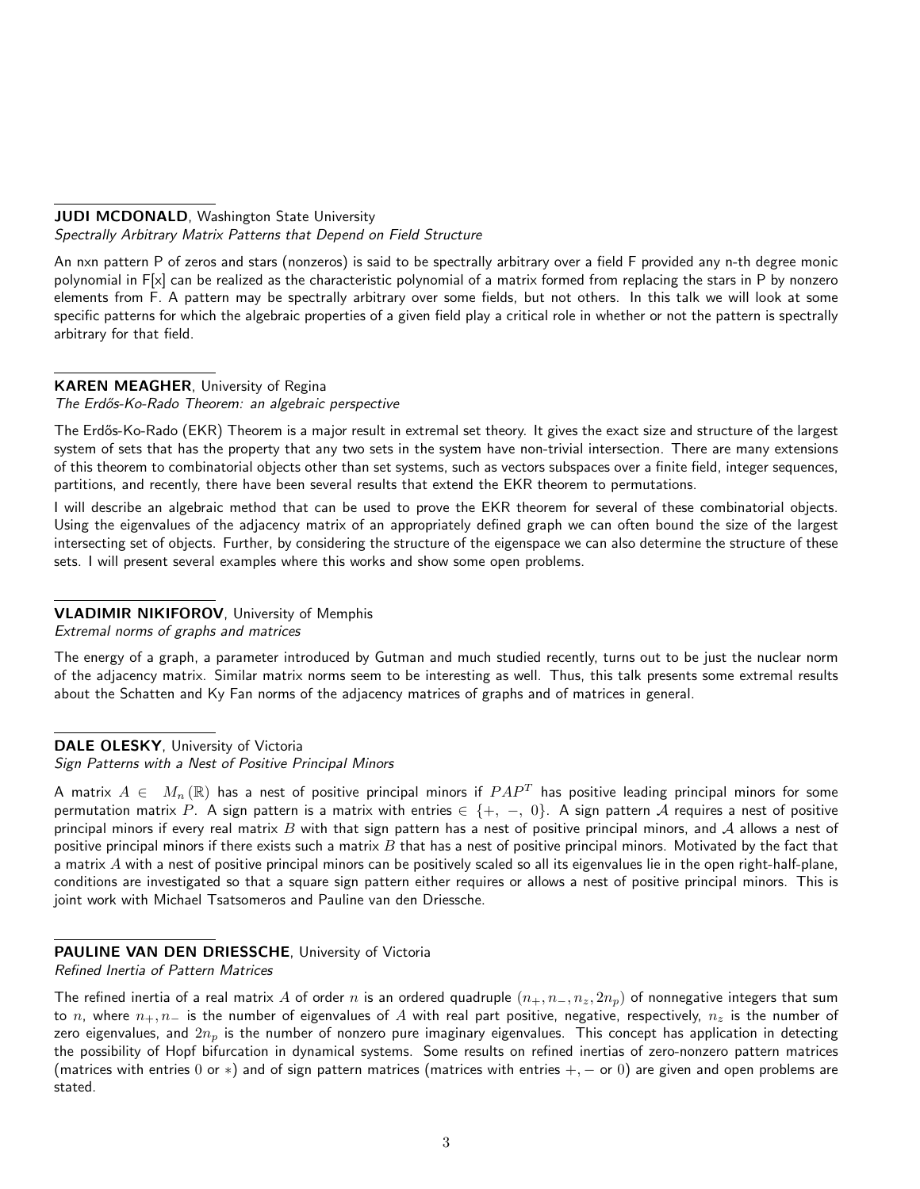**JUDI MCDONALD**, Washington State University
*Spectrally Arbitrary Matrix Patterns that Depend on Field Structure*

An nxn pattern P of zeros and stars (nonzeros) is said to be spectrally arbitrary over a field F provided any n-th degree monic polynomial in F[x] can be realized as the characteristic polynomial of a matrix formed from replacing the stars in P by nonzero elements from F. A pattern may be spectrally arbitrary over some fields, but not others. In this talk we will look at some specific patterns for which the algebraic properties of a given field play a critical role in whether or not the pattern is spectrally arbitrary for that field.

**KAREN MEAGHER**, University of Regina
*The Erdős-Ko-Rado Theorem: an algebraic perspective*

The Erdős-Ko-Rado (EKR) Theorem is a major result in extremal set theory. It gives the exact size and structure of the largest system of sets that has the property that any two sets in the system have non-trivial intersection. There are many extensions of this theorem to combinatorial objects other than set systems, such as vectors subspaces over a finite field, integer sequences, partitions, and recently, there have been several results that extend the EKR theorem to permutations.

I will describe an algebraic method that can be used to prove the EKR theorem for several of these combinatorial objects. Using the eigenvalues of the adjacency matrix of an appropriately defined graph we can often bound the size of the largest intersecting set of objects. Further, by considering the structure of the eigenspace we can also determine the structure of these sets. I will present several examples where this works and show some open problems.

**VLADIMIR NIKIFOROV**, University of Memphis
*Extremal norms of graphs and matrices*

The energy of a graph, a parameter introduced by Gutman and much studied recently, turns out to be just the nuclear norm of the adjacency matrix. Similar matrix norms seem to be interesting as well. Thus, this talk presents some extremal results about the Schatten and Ky Fan norms of the adjacency matrices of graphs and of matrices in general.

**DALE OLESKY**, University of Victoria
*Sign Patterns with a Nest of Positive Principal Minors*

A matrix $A \in M_n(\mathbb{R})$ has a nest of positive principal minors if $PAP^T$ has positive leading principal minors for some permutation matrix $P$. A sign pattern is a matrix with entries $\in \{+, -, 0\}$. A sign pattern $\mathcal{A}$ requires a nest of positive principal minors if every real matrix $B$ with that sign pattern has a nest of positive principal minors, and $\mathcal{A}$ allows a nest of positive principal minors if there exists such a matrix $B$ that has a nest of positive principal minors. Motivated by the fact that a matrix $A$ with a nest of positive principal minors can be positively scaled so all its eigenvalues lie in the open right-half-plane, conditions are investigated so that a square sign pattern either requires or allows a nest of positive principal minors. This is joint work with Michael Tsatsomeros and Pauline van den Driessche.

**PAULINE VAN DEN DRIESSCHE**, University of Victoria
*Refined Inertia of Pattern Matrices*

The refined inertia of a real matrix $A$ of order $n$ is an ordered quadruple $(n_+, n_-, n_z, 2n_p)$ of nonnegative integers that sum to $n$, where $n_+, n_-$ is the number of eigenvalues of $A$ with real part positive, negative, respectively, $n_z$ is the number of zero eigenvalues, and $2n_p$ is the number of nonzero pure imaginary eigenvalues. This concept has application in detecting the possibility of Hopf bifurcation in dynamical systems. Some results on refined inertias of zero-nonzero pattern matrices (matrices with entries $0$ or $*$) and of sign pattern matrices (matrices with entries $+, -$ or $0$) are given and open problems are stated.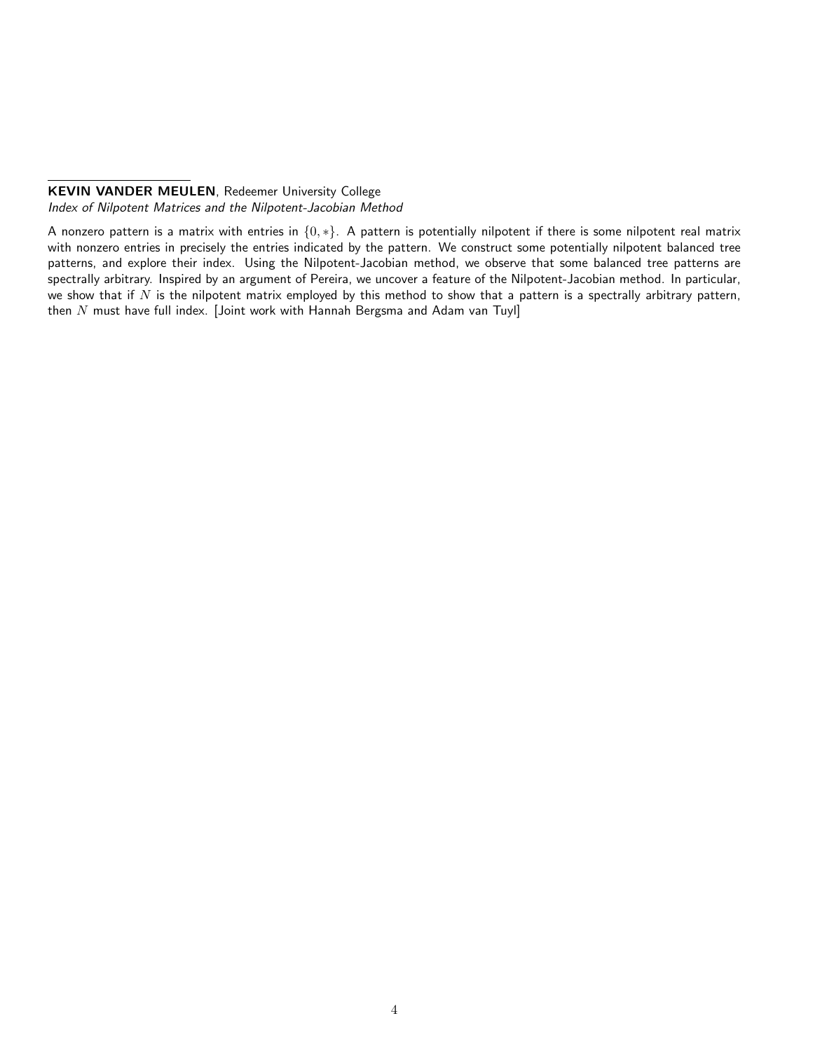**KEVIN VANDER MEULEN**, Redeemer University College
*Index of Nilpotent Matrices and the Nilpotent-Jacobian Method*

A nonzero pattern is a matrix with entries in $\{0, *\}$. A pattern is potentially nilpotent if there is some nilpotent real matrix with nonzero entries in precisely the entries indicated by the pattern. We construct some potentially nilpotent balanced tree patterns, and explore their index. Using the Nilpotent-Jacobian method, we observe that some balanced tree patterns are spectrally arbitrary. Inspired by an argument of Pereira, we uncover a feature of the Nilpotent-Jacobian method. In particular, we show that if $N$ is the nilpotent matrix employed by this method to show that a pattern is a spectrally arbitrary pattern, then $N$ must have full index. [Joint work with Hannah Bergsma and Adam van Tuyl]